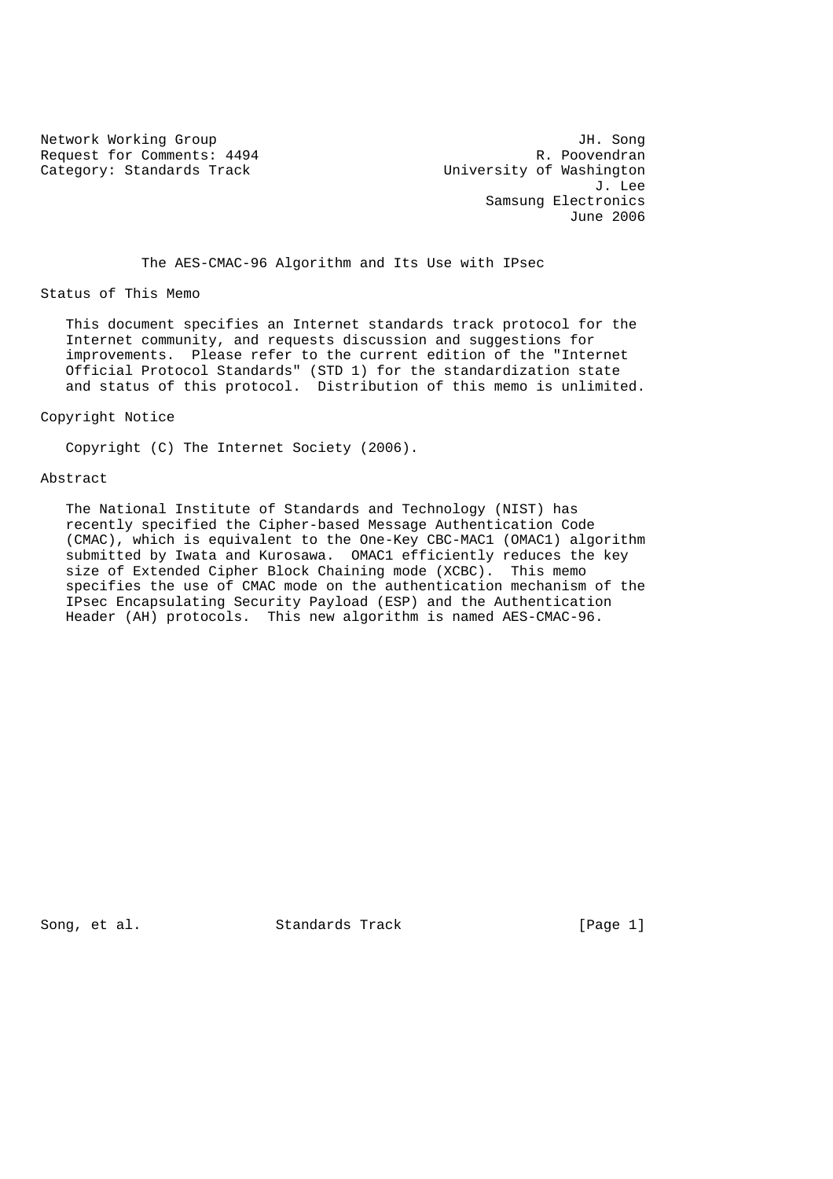Network Working Group JH. Song
Request for Comments: 4494 R. Poovendran
Category: Standards Track University of Washington
J. Lee
Samsung Electronics
June 2006

# The AES-CMAC-96 Algorithm and Its Use with IPsec

## Status of This Memo

This document specifies an Internet standards track protocol for the Internet community, and requests discussion and suggestions for improvements. Please refer to the current edition of the "Internet Official Protocol Standards" (STD 1) for the standardization state and status of this protocol. Distribution of this memo is unlimited.

## Copyright Notice

Copyright (C) The Internet Society (2006).

## Abstract

The National Institute of Standards and Technology (NIST) has recently specified the Cipher-based Message Authentication Code (CMAC), which is equivalent to the One-Key CBC-MAC1 (OMAC1) algorithm submitted by Iwata and Kurosawa. OMAC1 efficiently reduces the key size of Extended Cipher Block Chaining mode (XCBC). This memo specifies the use of CMAC mode on the authentication mechanism of the IPsec Encapsulating Security Payload (ESP) and the Authentication Header (AH) protocols. This new algorithm is named AES-CMAC-96.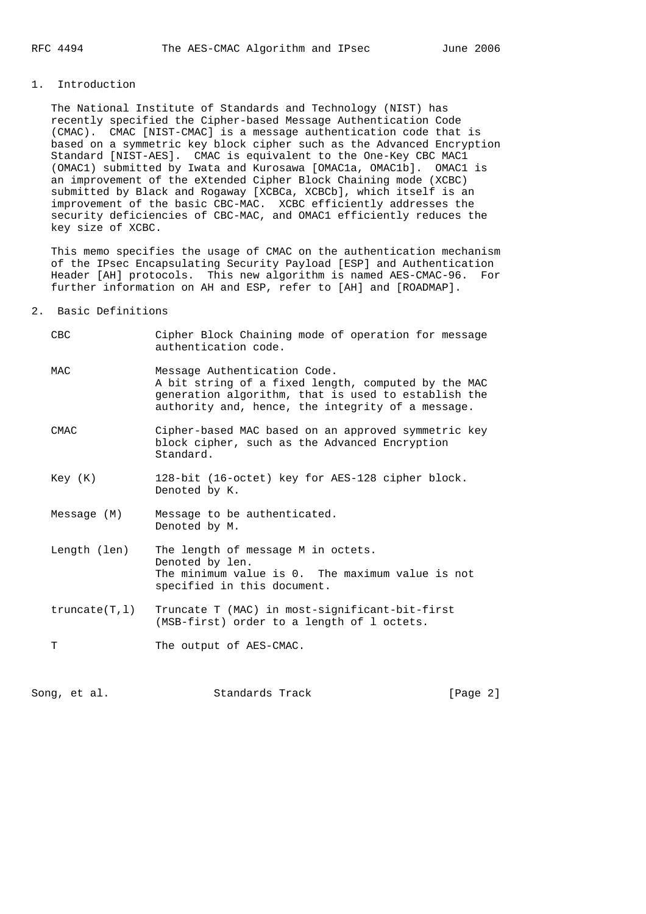## 1. Introduction

The National Institute of Standards and Technology (NIST) has recently specified the Cipher-based Message Authentication Code (CMAC). CMAC [NIST-CMAC] is a message authentication code that is based on a symmetric key block cipher such as the Advanced Encryption Standard [NIST-AES]. CMAC is equivalent to the One-Key CBC MAC1 (OMAC1) submitted by Iwata and Kurosawa [OMAC1a, OMAC1b]. OMAC1 is an improvement of the eXtended Cipher Block Chaining mode (XCBC) submitted by Black and Rogaway [XCBCa, XCBCb], which itself is an improvement of the basic CBC-MAC. XCBC efficiently addresses the security deficiencies of CBC-MAC, and OMAC1 efficiently reduces the key size of XCBC.

This memo specifies the usage of CMAC on the authentication mechanism of the IPsec Encapsulating Security Payload [ESP] and Authentication Header [AH] protocols. This new algorithm is named AES-CMAC-96. For further information on AH and ESP, refer to [AH] and [ROADMAP].

## 2. Basic Definitions

| | |
|---|---|
| CBC | Cipher Block Chaining mode of operation for message authentication code. |
| MAC | Message Authentication Code. A bit string of a fixed length, computed by the MAC generation algorithm, that is used to establish the authority and, hence, the integrity of a message. |
| CMAC | Cipher-based MAC based on an approved symmetric key block cipher, such as the Advanced Encryption Standard. |
| Key (K) | 128-bit (16-octet) key for AES-128 cipher block. Denoted by K. |
| Message (M) | Message to be authenticated. Denoted by M. |
| Length (len) | The length of message M in octets. Denoted by len. The minimum value is 0. The maximum value is not specified in this document. |
| truncate(T,l) | Truncate T (MAC) in most-significant-bit-first (MSB-first) order to a length of l octets. |
| T | The output of AES-CMAC. |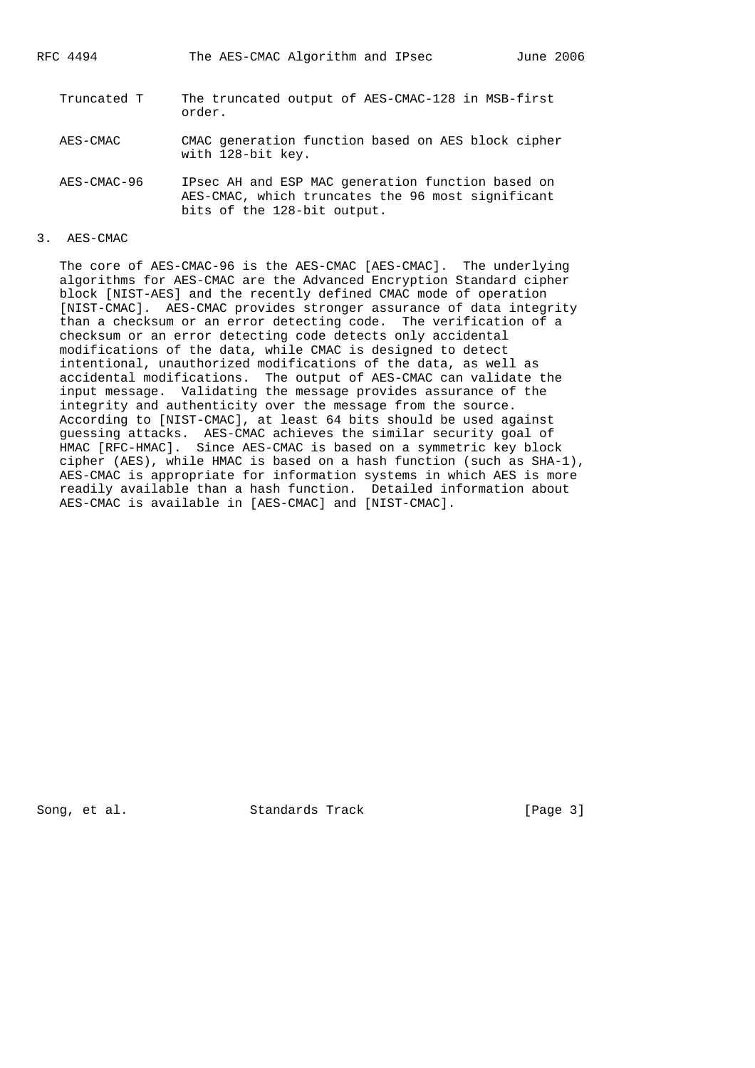| | |
|---|---|
| Truncated T | The truncated output of AES-CMAC-128 in MSB-first order. |
| AES-CMAC | CMAC generation function based on AES block cipher with 128-bit key. |
| AES-CMAC-96 | IPsec AH and ESP MAC generation function based on AES-CMAC, which truncates the 96 most significant bits of the 128-bit output. |

## 3. AES-CMAC

The core of AES-CMAC-96 is the AES-CMAC [AES-CMAC]. The underlying algorithms for AES-CMAC are the Advanced Encryption Standard cipher block [NIST-AES] and the recently defined CMAC mode of operation [NIST-CMAC]. AES-CMAC provides stronger assurance of data integrity than a checksum or an error detecting code. The verification of a checksum or an error detecting code detects only accidental modifications of the data, while CMAC is designed to detect intentional, unauthorized modifications of the data, as well as accidental modifications. The output of AES-CMAC can validate the input message. Validating the message provides assurance of the integrity and authenticity over the message from the source. According to [NIST-CMAC], at least 64 bits should be used against guessing attacks. AES-CMAC achieves the similar security goal of HMAC [RFC-HMAC]. Since AES-CMAC is based on a symmetric key block cipher (AES), while HMAC is based on a hash function (such as SHA-1), AES-CMAC is appropriate for information systems in which AES is more readily available than a hash function. Detailed information about AES-CMAC is available in [AES-CMAC] and [NIST-CMAC].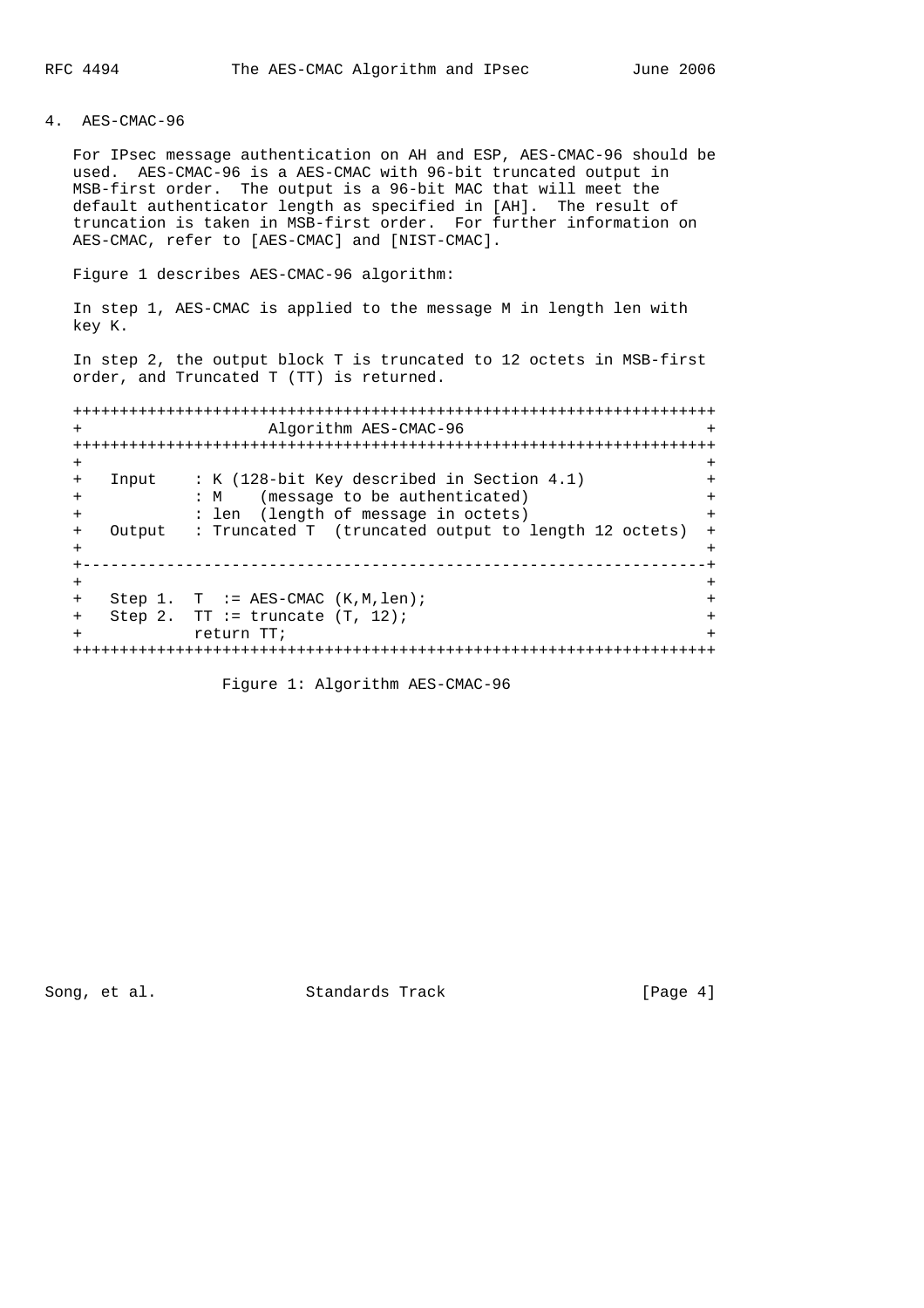## 4. AES-CMAC-96

For IPsec message authentication on AH and ESP, AES-CMAC-96 should be used. AES-CMAC-96 is a AES-CMAC with 96-bit truncated output in MSB-first order. The output is a 96-bit MAC that will meet the default authenticator length as specified in [AH]. The result of truncation is taken in MSB-first order. For further information on AES-CMAC, refer to [AES-CMAC] and [NIST-CMAC].

Figure 1 describes AES-CMAC-96 algorithm:

In step 1, AES-CMAC is applied to the message M in length len with key K.

In step 2, the output block T is truncated to 12 octets in MSB-first order, and Truncated T (TT) is returned.

```
+++++++++++++++++++++++++++++++++++++++++++++++++++++++++++++++++++++
+                     Algorithm AES-CMAC-96                         +
+++++++++++++++++++++++++++++++++++++++++++++++++++++++++++++++++++++
+                                                                   +
+   Input    : K (128-bit Key described in Section 4.1)             +
+            : M    (message to be authenticated)                   +
+            : len  (length of message in octets)                   +
+   Output   : Truncated T  (truncated output to length 12 octets)  +
+                                                                   +
+-------------------------------------------------------------------+
+                                                                   +
+   Step 1.  T  := AES-CMAC (K,M,len);                              +
+   Step 2.  TT := truncate (T, 12);                                +
+            return TT;                                             +
+++++++++++++++++++++++++++++++++++++++++++++++++++++++++++++++++++++
```

Figure 1: Algorithm AES-CMAC-96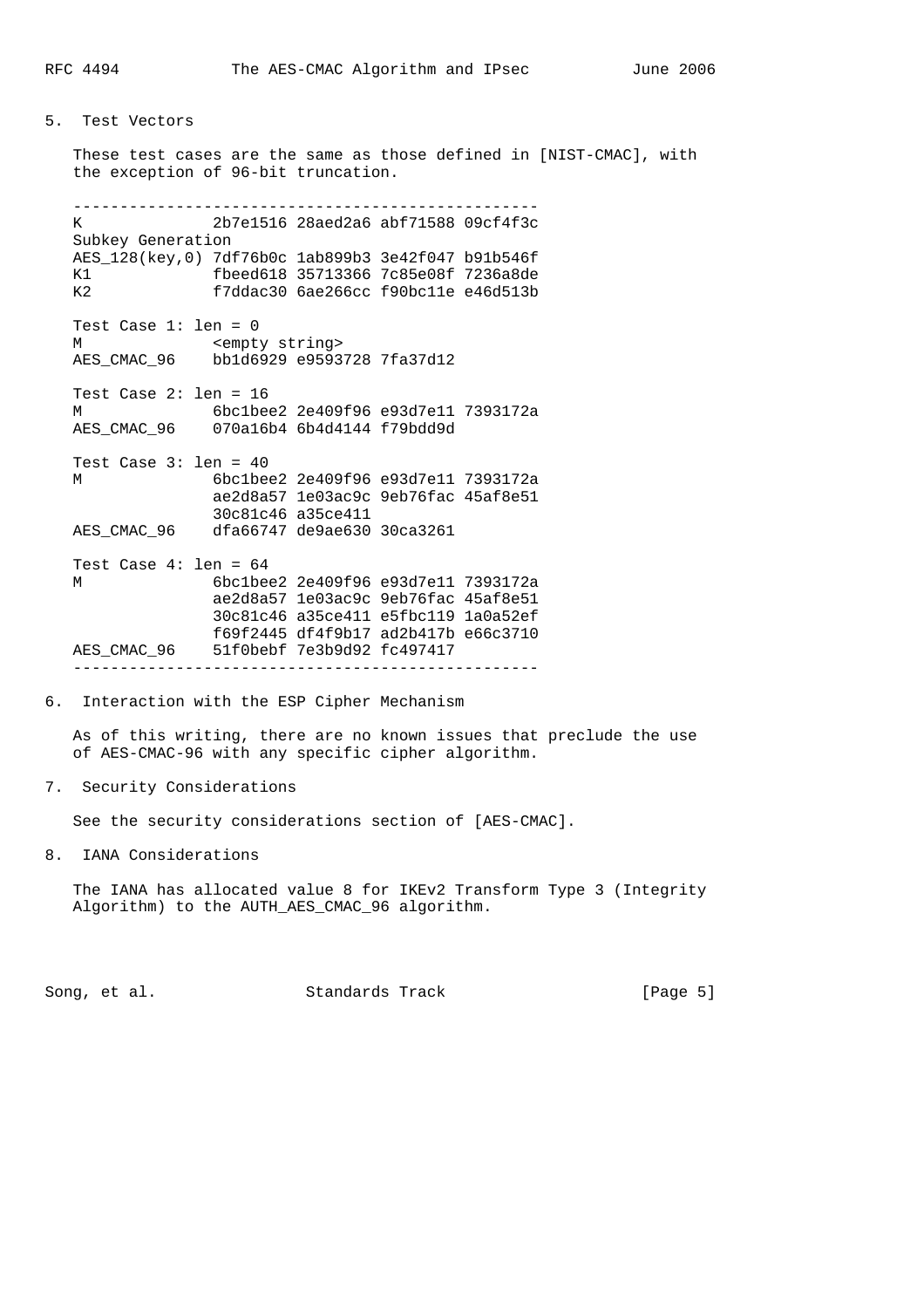## 5. Test Vectors

These test cases are the same as those defined in [NIST-CMAC], with the exception of 96-bit truncation.

```
--------------------------------------------------
K              2b7e1516 28aed2a6 abf71588 09cf4f3c
Subkey Generation
AES_128(key,0) 7df76b0c 1ab899b3 3e42f047 b91b546f
K1             fbeed618 35713366 7c85e08f 7236a8de
K2             f7ddac30 6ae266cc f90bc11e e46d513b

Test Case 1: len = 0
M              <empty string>
AES_CMAC_96    bb1d6929 e9593728 7fa37d12

Test Case 2: len = 16
M              6bc1bee2 2e409f96 e93d7e11 7393172a
AES_CMAC_96    070a16b4 6b4d4144 f79bdd9d

Test Case 3: len = 40
M              6bc1bee2 2e409f96 e93d7e11 7393172a
               ae2d8a57 1e03ac9c 9eb76fac 45af8e51
               30c81c46 a35ce411
AES_CMAC_96    dfa66747 de9ae630 30ca3261

Test Case 4: len = 64
M              6bc1bee2 2e409f96 e93d7e11 7393172a
               ae2d8a57 1e03ac9c 9eb76fac 45af8e51
               30c81c46 a35ce411 e5fbc119 1a0a52ef
               f69f2445 df4f9b17 ad2b417b e66c3710
AES_CMAC_96    51f0bebf 7e3b9d92 fc497417
--------------------------------------------------
```

## 6. Interaction with the ESP Cipher Mechanism

As of this writing, there are no known issues that preclude the use of AES-CMAC-96 with any specific cipher algorithm.

## 7. Security Considerations

See the security considerations section of [AES-CMAC].

## 8. IANA Considerations

The IANA has allocated value 8 for IKEv2 Transform Type 3 (Integrity Algorithm) to the AUTH_AES_CMAC_96 algorithm.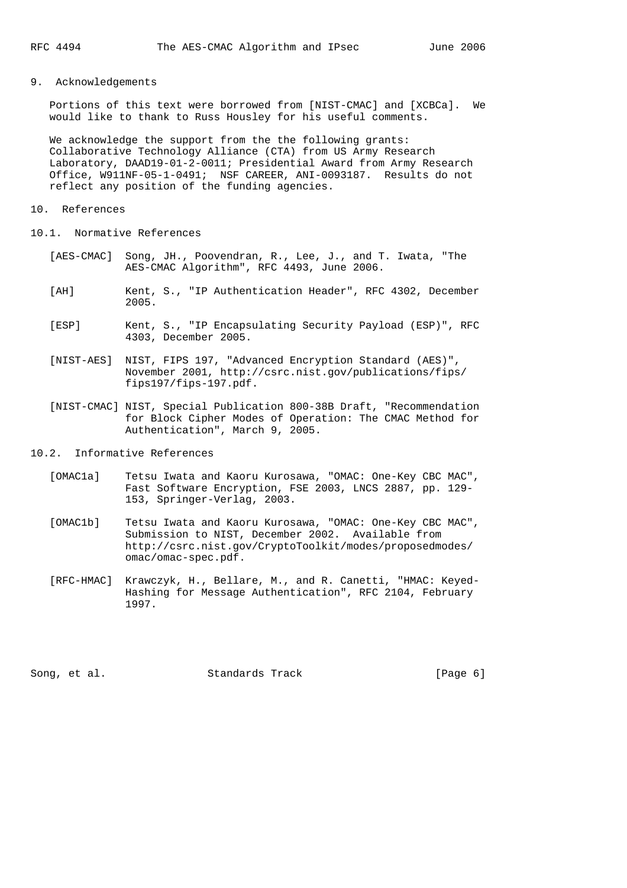## 9. Acknowledgements

Portions of this text were borrowed from [NIST-CMAC] and [XCBCa]. We would like to thank to Russ Housley for his useful comments.

We acknowledge the support from the the following grants: Collaborative Technology Alliance (CTA) from US Army Research Laboratory, DAAD19-01-2-0011; Presidential Award from Army Research Office, W911NF-05-1-0491; NSF CAREER, ANI-0093187. Results do not reflect any position of the funding agencies.

## 10. References

### 10.1. Normative References

[AES-CMAC] Song, JH., Poovendran, R., Lee, J., and T. Iwata, "The AES-CMAC Algorithm", RFC 4493, June 2006.

[AH] Kent, S., "IP Authentication Header", RFC 4302, December 2005.

[ESP] Kent, S., "IP Encapsulating Security Payload (ESP)", RFC 4303, December 2005.

[NIST-AES] NIST, FIPS 197, "Advanced Encryption Standard (AES)", November 2001, http://csrc.nist.gov/publications/fips/fips197/fips-197.pdf.

[NIST-CMAC] NIST, Special Publication 800-38B Draft, "Recommendation for Block Cipher Modes of Operation: The CMAC Method for Authentication", March 9, 2005.

### 10.2. Informative References

[OMAC1a] Tetsu Iwata and Kaoru Kurosawa, "OMAC: One-Key CBC MAC", Fast Software Encryption, FSE 2003, LNCS 2887, pp. 129-153, Springer-Verlag, 2003.

[OMAC1b] Tetsu Iwata and Kaoru Kurosawa, "OMAC: One-Key CBC MAC", Submission to NIST, December 2002. Available from http://csrc.nist.gov/CryptoToolkit/modes/proposedmodes/omac/omac-spec.pdf.

[RFC-HMAC] Krawczyk, H., Bellare, M., and R. Canetti, "HMAC: Keyed-Hashing for Message Authentication", RFC 2104, February 1997.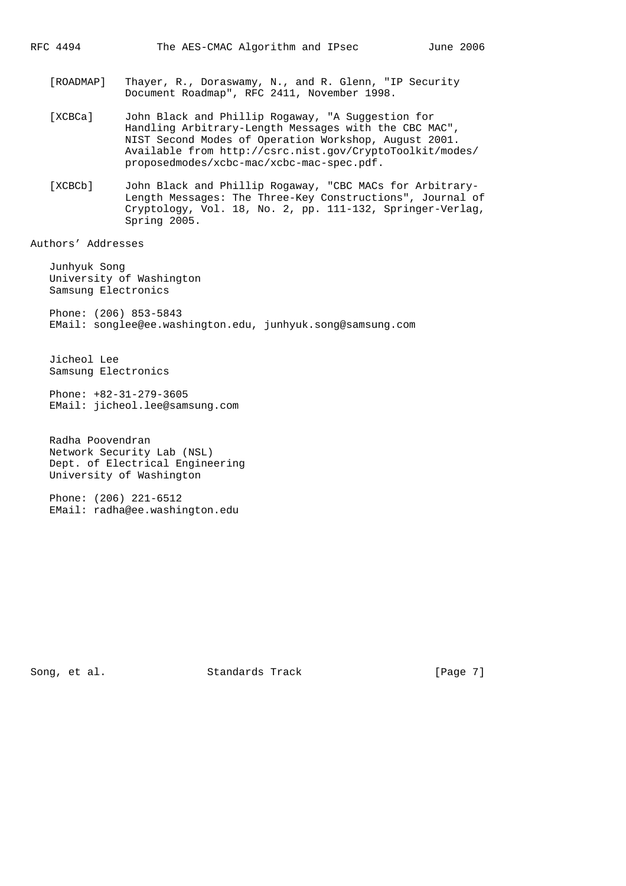[ROADMAP] Thayer, R., Doraswamy, N., and R. Glenn, "IP Security Document Roadmap", RFC 2411, November 1998.

[XCBCa] John Black and Phillip Rogaway, "A Suggestion for Handling Arbitrary-Length Messages with the CBC MAC", NIST Second Modes of Operation Workshop, August 2001. Available from http://csrc.nist.gov/CryptoToolkit/modes/proposedmodes/xcbc-mac/xcbc-mac-spec.pdf.

[XCBCb] John Black and Phillip Rogaway, "CBC MACs for Arbitrary-Length Messages: The Three-Key Constructions", Journal of Cryptology, Vol. 18, No. 2, pp. 111-132, Springer-Verlag, Spring 2005.

## Authors' Addresses

Junhyuk Song
University of Washington
Samsung Electronics

Phone: (206) 853-5843
EMail: songlee@ee.washington.edu, junhyuk.song@samsung.com

Jicheol Lee
Samsung Electronics

Phone: +82-31-279-3605
EMail: jicheol.lee@samsung.com

Radha Poovendran
Network Security Lab (NSL)
Dept. of Electrical Engineering
University of Washington

Phone: (206) 221-6512
EMail: radha@ee.washington.edu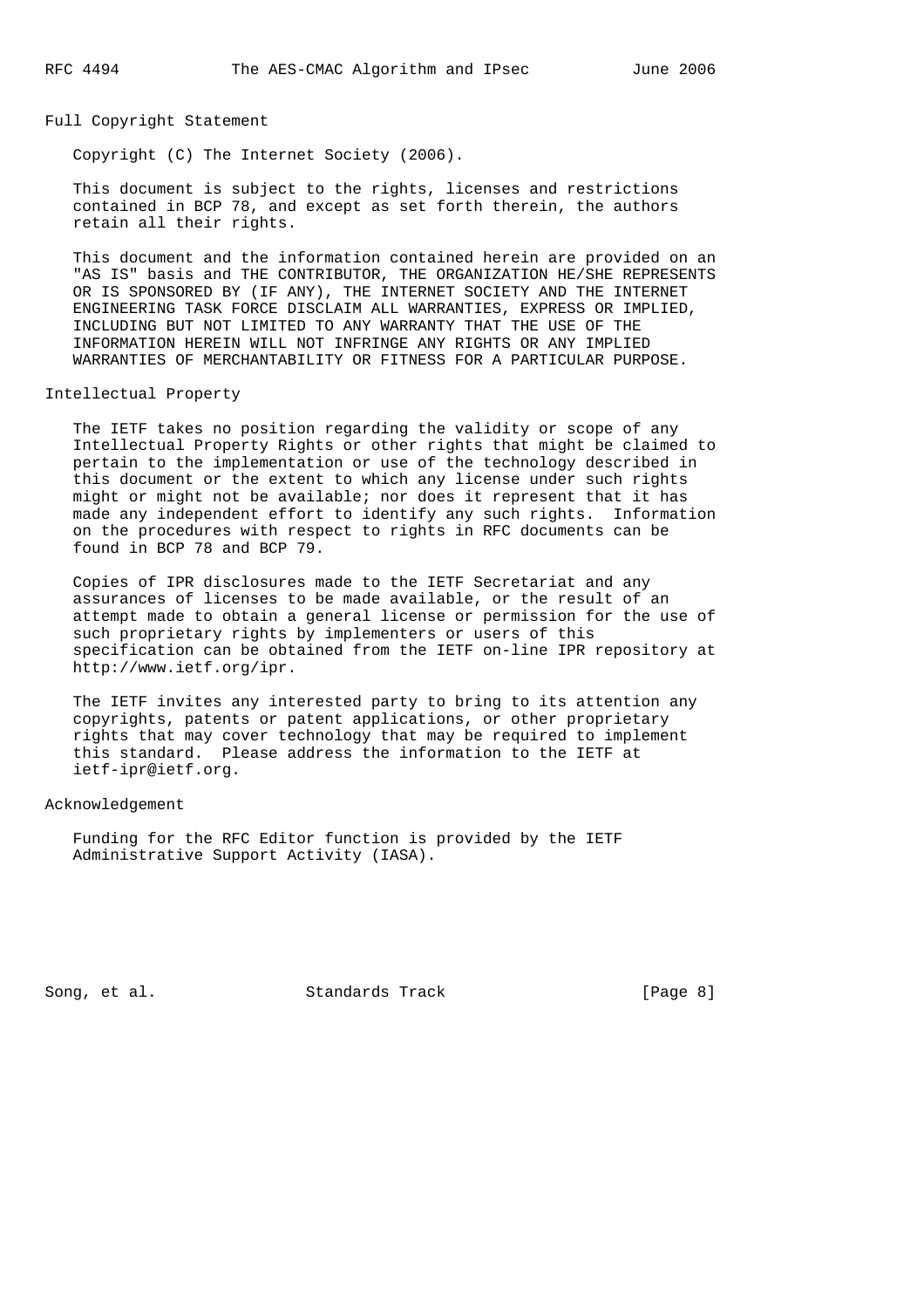## Full Copyright Statement

Copyright (C) The Internet Society (2006).

This document is subject to the rights, licenses and restrictions contained in BCP 78, and except as set forth therein, the authors retain all their rights.

This document and the information contained herein are provided on an "AS IS" basis and THE CONTRIBUTOR, THE ORGANIZATION HE/SHE REPRESENTS OR IS SPONSORED BY (IF ANY), THE INTERNET SOCIETY AND THE INTERNET ENGINEERING TASK FORCE DISCLAIM ALL WARRANTIES, EXPRESS OR IMPLIED, INCLUDING BUT NOT LIMITED TO ANY WARRANTY THAT THE USE OF THE INFORMATION HEREIN WILL NOT INFRINGE ANY RIGHTS OR ANY IMPLIED WARRANTIES OF MERCHANTABILITY OR FITNESS FOR A PARTICULAR PURPOSE.

## Intellectual Property

The IETF takes no position regarding the validity or scope of any Intellectual Property Rights or other rights that might be claimed to pertain to the implementation or use of the technology described in this document or the extent to which any license under such rights might or might not be available; nor does it represent that it has made any independent effort to identify any such rights. Information on the procedures with respect to rights in RFC documents can be found in BCP 78 and BCP 79.

Copies of IPR disclosures made to the IETF Secretariat and any assurances of licenses to be made available, or the result of an attempt made to obtain a general license or permission for the use of such proprietary rights by implementers or users of this specification can be obtained from the IETF on-line IPR repository at http://www.ietf.org/ipr.

The IETF invites any interested party to bring to its attention any copyrights, patents or patent applications, or other proprietary rights that may cover technology that may be required to implement this standard. Please address the information to the IETF at ietf-ipr@ietf.org.

## Acknowledgement

Funding for the RFC Editor function is provided by the IETF Administrative Support Activity (IASA).